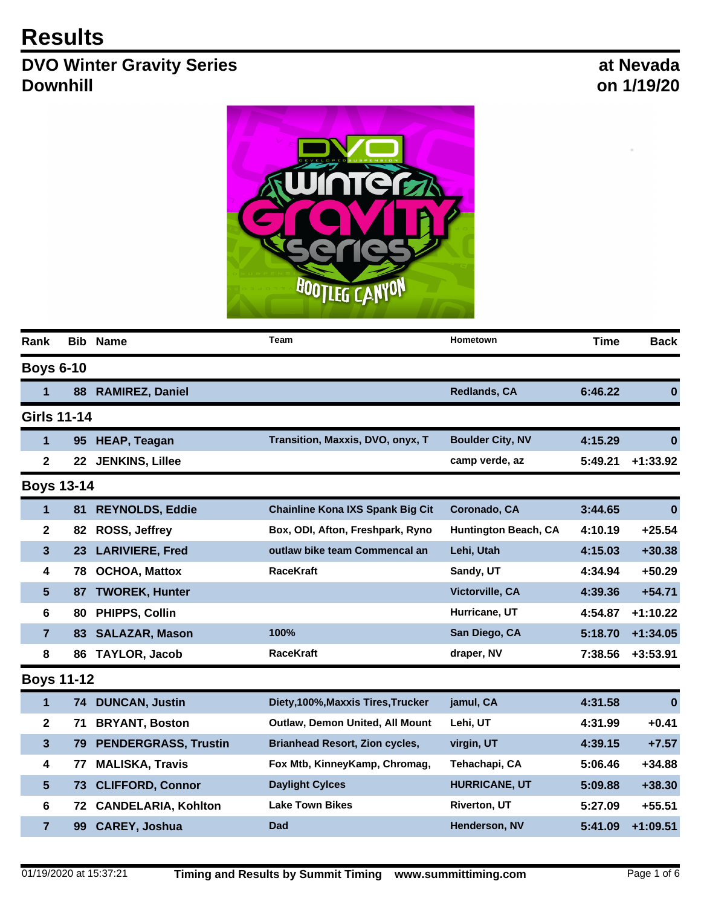# Results

## DVO Winter Gravity Series
## Downhill

**at Nevada**
**on 1/19/20**

| Rank | Bib | Name | Team | Hometown | Time | Back |
|---|---|---|---|---|---|---|
| **Boys 6-10** | | | | | | |
| 1 | 88 | RAMIREZ, Daniel | | Redlands, CA | 6:46.22 | 0 |
| **Girls 11-14** | | | | | | |
| 1 | 95 | HEAP, Teagan | Transition, Maxxis, DVO, onyx, T | Boulder City, NV | 4:15.29 | 0 |
| 2 | 22 | JENKINS, Lillee | | camp verde, az | 5:49.21 | +1:33.92 |
| **Boys 13-14** | | | | | | |
| 1 | 81 | REYNOLDS, Eddie | Chainline Kona IXS Spank Big Cit | Coronado, CA | 3:44.65 | 0 |
| 2 | 82 | ROSS, Jeffrey | Box, ODI, Afton, Freshpark, Ryno | Huntington Beach, CA | 4:10.19 | +25.54 |
| 3 | 23 | LARIVIERE, Fred | outlaw bike team Commencal an | Lehi, Utah | 4:15.03 | +30.38 |
| 4 | 78 | OCHOA, Mattox | RaceKraft | Sandy, UT | 4:34.94 | +50.29 |
| 5 | 87 | TWOREK, Hunter | | Victorville, CA | 4:39.36 | +54.71 |
| 6 | 80 | PHIPPS, Collin | | Hurricane, UT | 4:54.87 | +1:10.22 |
| 7 | 83 | SALAZAR, Mason | 100% | San Diego, CA | 5:18.70 | +1:34.05 |
| 8 | 86 | TAYLOR, Jacob | RaceKraft | draper, NV | 7:38.56 | +3:53.91 |
| **Boys 11-12** | | | | | | |
| 1 | 74 | DUNCAN, Justin | Diety,100%,Maxxis Tires,Trucker | jamul, CA | 4:31.58 | 0 |
| 2 | 71 | BRYANT, Boston | Outlaw, Demon United, All Mount | Lehi, UT | 4:31.99 | +0.41 |
| 3 | 79 | PENDERGRASS, Trustin | Brianhead Resort, Zion cycles, | virgin, UT | 4:39.15 | +7.57 |
| 4 | 77 | MALISKA, Travis | Fox Mtb, KinneyKamp, Chromag, | Tehachapi, CA | 5:06.46 | +34.88 |
| 5 | 73 | CLIFFORD, Connor | Daylight Cylces | HURRICANE, UT | 5:09.88 | +38.30 |
| 6 | 72 | CANDELARIA, Kohlton | Lake Town Bikes | Riverton, UT | 5:27.09 | +55.51 |
| 7 | 99 | CAREY, Joshua | Dad | Henderson, NV | 5:41.09 | +1:09.51 |

01/19/2020 at 15:37:21 Timing and Results by Summit Timing www.summittiming.com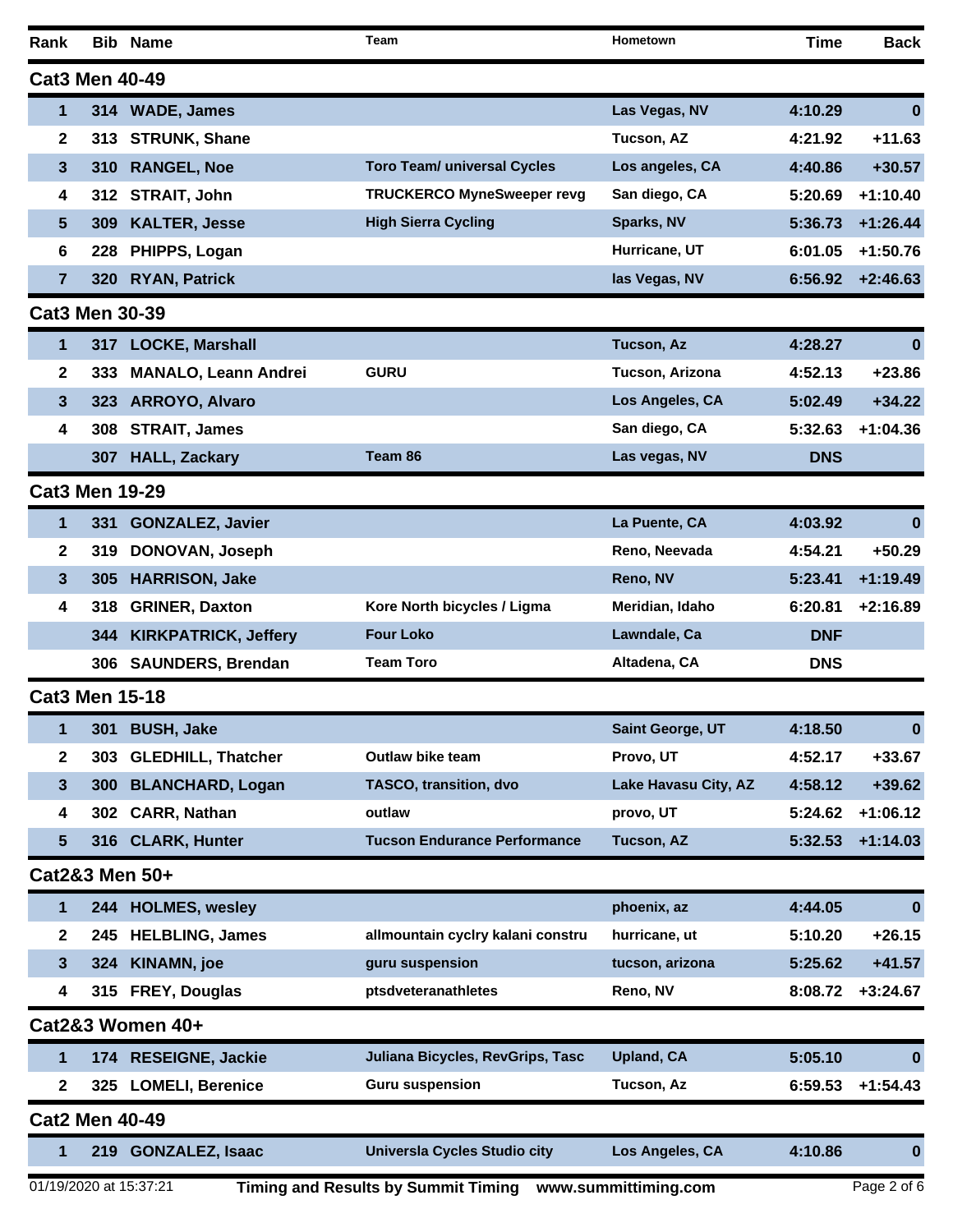| Rank | Bib | Name | Team | Hometown | Time | Back |
|---|---|---|---|---|---|---|
| **Cat3 Men 40-49** | | | | | | |
| 1 | 314 | WADE, James | | Las Vegas, NV | 4:10.29 | 0 |
| 2 | 313 | STRUNK, Shane | | Tucson, AZ | 4:21.92 | +11.63 |
| 3 | 310 | RANGEL, Noe | Toro Team/ universal Cycles | Los angeles, CA | 4:40.86 | +30.57 |
| 4 | 312 | STRAIT, John | TRUCKERCO MyneSweeper revg | San diego, CA | 5:20.69 | +1:10.40 |
| 5 | 309 | KALTER, Jesse | High Sierra Cycling | Sparks, NV | 5:36.73 | +1:26.44 |
| 6 | 228 | PHIPPS, Logan | | Hurricane, UT | 6:01.05 | +1:50.76 |
| 7 | 320 | RYAN, Patrick | | las Vegas, NV | 6:56.92 | +2:46.63 |
| **Cat3 Men 30-39** | | | | | | |
| 1 | 317 | LOCKE, Marshall | | Tucson, Az | 4:28.27 | 0 |
| 2 | 333 | MANALO, Leann Andrei | GURU | Tucson, Arizona | 4:52.13 | +23.86 |
| 3 | 323 | ARROYO, Alvaro | | Los Angeles, CA | 5:02.49 | +34.22 |
| 4 | 308 | STRAIT, James | | San diego, CA | 5:32.63 | +1:04.36 |
| | 307 | HALL, Zackary | Team 86 | Las vegas, NV | DNS | |
| **Cat3 Men 19-29** | | | | | | |
| 1 | 331 | GONZALEZ, Javier | | La Puente, CA | 4:03.92 | 0 |
| 2 | 319 | DONOVAN, Joseph | | Reno, Neevada | 4:54.21 | +50.29 |
| 3 | 305 | HARRISON, Jake | | Reno, NV | 5:23.41 | +1:19.49 |
| 4 | 318 | GRINER, Daxton | Kore North bicycles / Ligma | Meridian, Idaho | 6:20.81 | +2:16.89 |
| | 344 | KIRKPATRICK, Jeffery | Four Loko | Lawndale, Ca | DNF | |
| | 306 | SAUNDERS, Brendan | Team Toro | Altadena, CA | DNS | |
| **Cat3 Men 15-18** | | | | | | |
| 1 | 301 | BUSH, Jake | | Saint George, UT | 4:18.50 | 0 |
| 2 | 303 | GLEDHILL, Thatcher | Outlaw bike team | Provo, UT | 4:52.17 | +33.67 |
| 3 | 300 | BLANCHARD, Logan | TASCO, transition, dvo | Lake Havasu City, AZ | 4:58.12 | +39.62 |
| 4 | 302 | CARR, Nathan | outlaw | provo, UT | 5:24.62 | +1:06.12 |
| 5 | 316 | CLARK, Hunter | Tucson Endurance Performance | Tucson, AZ | 5:32.53 | +1:14.03 |
| **Cat2&3 Men 50+** | | | | | | |
| 1 | 244 | HOLMES, wesley | | phoenix, az | 4:44.05 | 0 |
| 2 | 245 | HELBLING, James | allmountain cyclry kalani constru | hurricane, ut | 5:10.20 | +26.15 |
| 3 | 324 | KINAMN, joe | guru suspension | tucson, arizona | 5:25.62 | +41.57 |
| 4 | 315 | FREY, Douglas | ptsdveteranathletes | Reno, NV | 8:08.72 | +3:24.67 |
| **Cat2&3 Women 40+** | | | | | | |
| 1 | 174 | RESEIGNE, Jackie | Juliana Bicycles, RevGrips, Tasc | Upland, CA | 5:05.10 | 0 |
| 2 | 325 | LOMELI, Berenice | Guru suspension | Tucson, Az | 6:59.53 | +1:54.43 |
| **Cat2 Men 40-49** | | | | | | |
| 1 | 219 | GONZALEZ, Isaac | Universla Cycles Studio city | Los Angeles, CA | 4:10.86 | 0 |

01/19/2020 at 15:37:21 Timing and Results by Summit Timing www.summittiming.com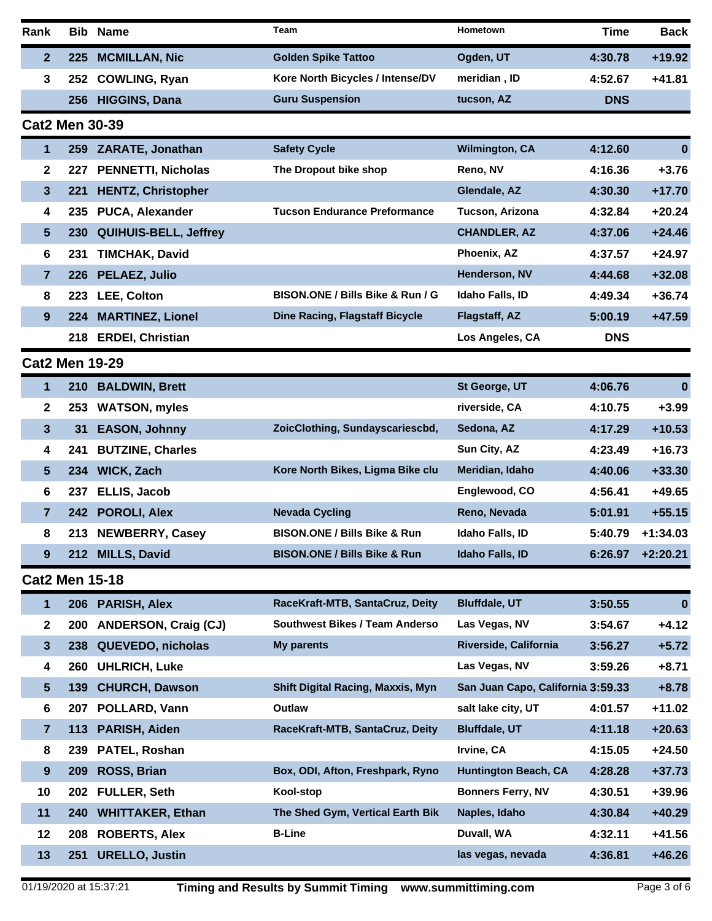| Rank | Bib | Name | Team | Hometown | Time | Back |
|---|---|---|---|---|---|---|
| 2 | 225 | MCMILLAN, Nic | Golden Spike Tattoo | Ogden, UT | 4:30.78 | +19.92 |
| 3 | 252 | COWLING, Ryan | Kore North Bicycles / Intense/DV | meridian , ID | 4:52.67 | +41.81 |
| | 256 | HIGGINS, Dana | Guru Suspension | tucson, AZ | DNS | |

## Cat2 Men 30-39

| Rank | Bib | Name | Team | Hometown | Time | Back |
|---|---|---|---|---|---|---|
| 1 | 259 | ZARATE, Jonathan | Safety Cycle | Wilmington, CA | 4:12.60 | 0 |
| 2 | 227 | PENNETTI, Nicholas | The Dropout bike shop | Reno, NV | 4:16.36 | +3.76 |
| 3 | 221 | HENTZ, Christopher | | Glendale, AZ | 4:30.30 | +17.70 |
| 4 | 235 | PUCA, Alexander | Tucson Endurance Preformance | Tucson, Arizona | 4:32.84 | +20.24 |
| 5 | 230 | QUIHUIS-BELL, Jeffrey | | CHANDLER, AZ | 4:37.06 | +24.46 |
| 6 | 231 | TIMCHAK, David | | Phoenix, AZ | 4:37.57 | +24.97 |
| 7 | 226 | PELAEZ, Julio | | Henderson, NV | 4:44.68 | +32.08 |
| 8 | 223 | LEE, Colton | BISON.ONE / Bills Bike & Run / G | Idaho Falls, ID | 4:49.34 | +36.74 |
| 9 | 224 | MARTINEZ, Lionel | Dine Racing, Flagstaff Bicycle | Flagstaff, AZ | 5:00.19 | +47.59 |
| | 218 | ERDEI, Christian | | Los Angeles, CA | DNS | |

## Cat2 Men 19-29

| Rank | Bib | Name | Team | Hometown | Time | Back |
|---|---|---|---|---|---|---|
| 1 | 210 | BALDWIN, Brett | | St George, UT | 4:06.76 | 0 |
| 2 | 253 | WATSON, myles | | riverside, CA | 4:10.75 | +3.99 |
| 3 | 31 | EASON, Johnny | ZoicClothing, Sundayscariescbd, | Sedona, AZ | 4:17.29 | +10.53 |
| 4 | 241 | BUTZINE, Charles | | Sun City, AZ | 4:23.49 | +16.73 |
| 5 | 234 | WICK, Zach | Kore North Bikes, Ligma Bike clu | Meridian, Idaho | 4:40.06 | +33.30 |
| 6 | 237 | ELLIS, Jacob | | Englewood, CO | 4:56.41 | +49.65 |
| 7 | 242 | POROLI, Alex | Nevada Cycling | Reno, Nevada | 5:01.91 | +55.15 |
| 8 | 213 | NEWBERRY, Casey | BISON.ONE / Bills Bike & Run | Idaho Falls, ID | 5:40.79 | +1:34.03 |
| 9 | 212 | MILLS, David | BISON.ONE / Bills Bike & Run | Idaho Falls, ID | 6:26.97 | +2:20.21 |

## Cat2 Men 15-18

| Rank | Bib | Name | Team | Hometown | Time | Back |
|---|---|---|---|---|---|---|
| 1 | 206 | PARISH, Alex | RaceKraft-MTB, SantaCruz, Deity | Bluffdale, UT | 3:50.55 | 0 |
| 2 | 200 | ANDERSON, Craig (CJ) | Southwest Bikes / Team Anderso | Las Vegas, NV | 3:54.67 | +4.12 |
| 3 | 238 | QUEVEDO, nicholas | My parents | Riverside, California | 3:56.27 | +5.72 |
| 4 | 260 | UHLRICH, Luke | | Las Vegas, NV | 3:59.26 | +8.71 |
| 5 | 139 | CHURCH, Dawson | Shift Digital Racing, Maxxis, Myn | San Juan Capo, California | 3:59.33 | +8.78 |
| 6 | 207 | POLLARD, Vann | Outlaw | salt lake city, UT | 4:01.57 | +11.02 |
| 7 | 113 | PARISH, Aiden | RaceKraft-MTB, SantaCruz, Deity | Bluffdale, UT | 4:11.18 | +20.63 |
| 8 | 239 | PATEL, Roshan | | Irvine, CA | 4:15.05 | +24.50 |
| 9 | 209 | ROSS, Brian | Box, ODI, Afton, Freshpark, Ryno | Huntington Beach, CA | 4:28.28 | +37.73 |
| 10 | 202 | FULLER, Seth | Kool-stop | Bonners Ferry, NV | 4:30.51 | +39.96 |
| 11 | 240 | WHITTAKER, Ethan | The Shed Gym, Vertical Earth Bik | Naples, Idaho | 4:30.84 | +40.29 |
| 12 | 208 | ROBERTS, Alex | B-Line | Duvall, WA | 4:32.11 | +41.56 |
| 13 | 251 | URELLO, Justin | | las vegas, nevada | 4:36.81 | +46.26 |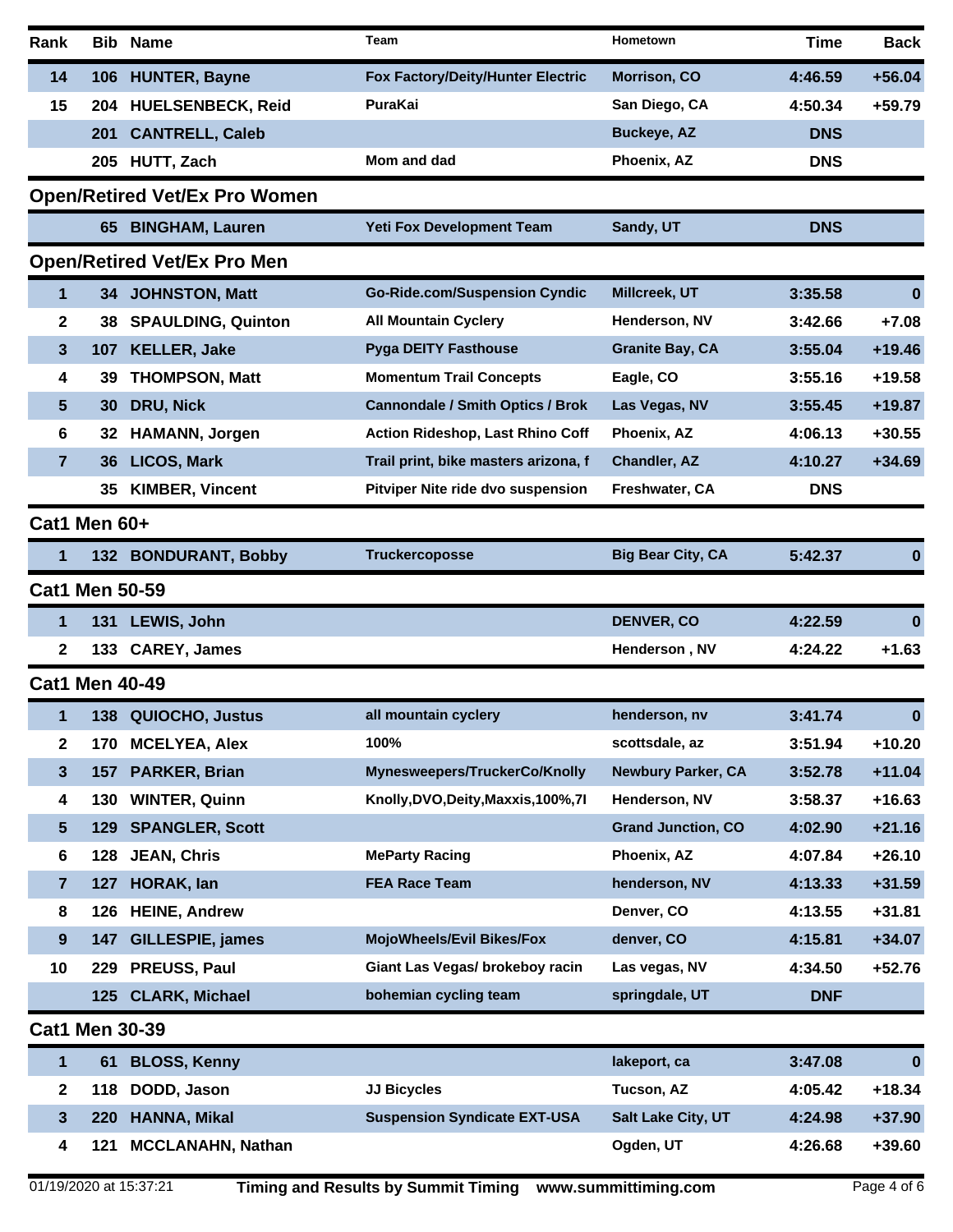| Rank | Bib | Name | Team | Hometown | Time | Back |
|---|---|---|---|---|---|---|
| 14 | 106 | HUNTER, Bayne | Fox Factory/Deity/Hunter Electric | Morrison, CO | 4:46.59 | +56.04 |
| 15 | 204 | HUELSENBECK, Reid | PuraKai | San Diego, CA | 4:50.34 | +59.79 |
| | 201 | CANTRELL, Caleb | | Buckeye, AZ | DNS | |
| | 205 | HUTT, Zach | Mom and dad | Phoenix, AZ | DNS | |

## Open/Retired Vet/Ex Pro Women

| Rank | Bib | Name | Team | Hometown | Time | Back |
|---|---|---|---|---|---|---|
| | 65 | BINGHAM, Lauren | Yeti Fox Development Team | Sandy, UT | DNS | |

## Open/Retired Vet/Ex Pro Men

| Rank | Bib | Name | Team | Hometown | Time | Back |
|---|---|---|---|---|---|---|
| 1 | 34 | JOHNSTON, Matt | Go-Ride.com/Suspension Cyndic | Millcreek, UT | 3:35.58 | 0 |
| 2 | 38 | SPAULDING, Quinton | All Mountain Cyclery | Henderson, NV | 3:42.66 | +7.08 |
| 3 | 107 | KELLER, Jake | Pyga DEITY Fasthouse | Granite Bay, CA | 3:55.04 | +19.46 |
| 4 | 39 | THOMPSON, Matt | Momentum Trail Concepts | Eagle, CO | 3:55.16 | +19.58 |
| 5 | 30 | DRU, Nick | Cannondale / Smith Optics / Brok | Las Vegas, NV | 3:55.45 | +19.87 |
| 6 | 32 | HAMANN, Jorgen | Action Rideshop, Last Rhino Coff | Phoenix, AZ | 4:06.13 | +30.55 |
| 7 | 36 | LICOS, Mark | Trail print, bike masters arizona, f | Chandler, AZ | 4:10.27 | +34.69 |
| | 35 | KIMBER, Vincent | Pitviper Nite ride dvo suspension | Freshwater, CA | DNS | |

## Cat1 Men 60+

| Rank | Bib | Name | Team | Hometown | Time | Back |
|---|---|---|---|---|---|---|
| 1 | 132 | BONDURANT, Bobby | Truckercoposse | Big Bear City, CA | 5:42.37 | 0 |

## Cat1 Men 50-59

| Rank | Bib | Name | Team | Hometown | Time | Back |
|---|---|---|---|---|---|---|
| 1 | 131 | LEWIS, John | | DENVER, CO | 4:22.59 | 0 |
| 2 | 133 | CAREY, James | | Henderson , NV | 4:24.22 | +1.63 |

## Cat1 Men 40-49

| Rank | Bib | Name | Team | Hometown | Time | Back |
|---|---|---|---|---|---|---|
| 1 | 138 | QUIOCHO, Justus | all mountain cyclery | henderson, nv | 3:41.74 | 0 |
| 2 | 170 | MCELYEA, Alex | 100% | scottsdale, az | 3:51.94 | +10.20 |
| 3 | 157 | PARKER, Brian | Mynesweepers/TruckerCo/Knolly | Newbury Parker, CA | 3:52.78 | +11.04 |
| 4 | 130 | WINTER, Quinn | Knolly,DVO,Deity,Maxxis,100%,7I | Henderson, NV | 3:58.37 | +16.63 |
| 5 | 129 | SPANGLER, Scott | | Grand Junction, CO | 4:02.90 | +21.16 |
| 6 | 128 | JEAN, Chris | MeParty Racing | Phoenix, AZ | 4:07.84 | +26.10 |
| 7 | 127 | HORAK, Ian | FEA Race Team | henderson, NV | 4:13.33 | +31.59 |
| 8 | 126 | HEINE, Andrew | | Denver, CO | 4:13.55 | +31.81 |
| 9 | 147 | GILLESPIE, james | MojoWheels/Evil Bikes/Fox | denver, CO | 4:15.81 | +34.07 |
| 10 | 229 | PREUSS, Paul | Giant Las Vegas/ brokeboy racin | Las vegas, NV | 4:34.50 | +52.76 |
| | 125 | CLARK, Michael | bohemian cycling team | springdale, UT | DNF | |

## Cat1 Men 30-39

| Rank | Bib | Name | Team | Hometown | Time | Back |
|---|---|---|---|---|---|---|
| 1 | 61 | BLOSS, Kenny | | lakeport, ca | 3:47.08 | 0 |
| 2 | 118 | DODD, Jason | JJ Bicycles | Tucson, AZ | 4:05.42 | +18.34 |
| 3 | 220 | HANNA, Mikal | Suspension Syndicate EXT-USA | Salt Lake City, UT | 4:24.98 | +37.90 |
| 4 | 121 | MCCLANAHN, Nathan | | Ogden, UT | 4:26.68 | +39.60 |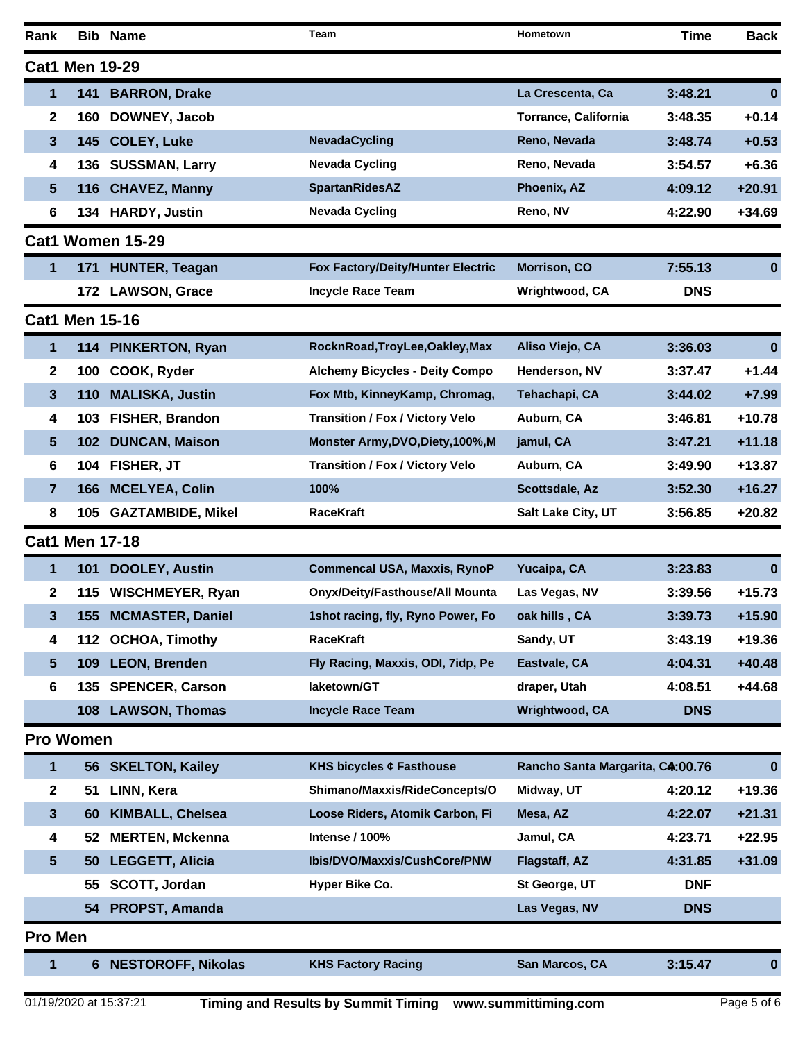| Rank | Bib | Name | Team | Hometown | Time | Back |
|---|---|---|---|---|---|---|
| **Cat1 Men 19-29** | | | | | | |
| 1 | 141 | BARRON, Drake | | La Crescenta, Ca | 3:48.21 | 0 |
| 2 | 160 | DOWNEY, Jacob | | Torrance, California | 3:48.35 | +0.14 |
| 3 | 145 | COLEY, Luke | NevadaCycling | Reno, Nevada | 3:48.74 | +0.53 |
| 4 | 136 | SUSSMAN, Larry | Nevada Cycling | Reno, Nevada | 3:54.57 | +6.36 |
| 5 | 116 | CHAVEZ, Manny | SpartanRidesAZ | Phoenix, AZ | 4:09.12 | +20.91 |
| 6 | 134 | HARDY, Justin | Nevada Cycling | Reno, NV | 4:22.90 | +34.69 |
| **Cat1 Women 15-29** | | | | | | |
| 1 | 171 | HUNTER, Teagan | Fox Factory/Deity/Hunter Electric | Morrison, CO | 7:55.13 | 0 |
| | 172 | LAWSON, Grace | Incycle Race Team | Wrightwood, CA | DNS | |
| **Cat1 Men 15-16** | | | | | | |
| 1 | 114 | PINKERTON, Ryan | RocknRoad,TroyLee,Oakley,Max | Aliso Viejo, CA | 3:36.03 | 0 |
| 2 | 100 | COOK, Ryder | Alchemy Bicycles - Deity Compo | Henderson, NV | 3:37.47 | +1.44 |
| 3 | 110 | MALISKA, Justin | Fox Mtb, KinneyKamp, Chromag, | Tehachapi, CA | 3:44.02 | +7.99 |
| 4 | 103 | FISHER, Brandon | Transition / Fox / Victory Velo | Auburn, CA | 3:46.81 | +10.78 |
| 5 | 102 | DUNCAN, Maison | Monster Army,DVO,Diety,100%,M | jamul, CA | 3:47.21 | +11.18 |
| 6 | 104 | FISHER, JT | Transition / Fox / Victory Velo | Auburn, CA | 3:49.90 | +13.87 |
| 7 | 166 | MCELYEA, Colin | 100% | Scottsdale, Az | 3:52.30 | +16.27 |
| 8 | 105 | GAZTAMBIDE, Mikel | RaceKraft | Salt Lake City, UT | 3:56.85 | +20.82 |
| **Cat1 Men 17-18** | | | | | | |
| 1 | 101 | DOOLEY, Austin | Commencal USA, Maxxis, RynoP | Yucaipa, CA | 3:23.83 | 0 |
| 2 | 115 | WISCHMEYER, Ryan | Onyx/Deity/Fasthouse/All Mounta | Las Vegas, NV | 3:39.56 | +15.73 |
| 3 | 155 | MCMASTER, Daniel | 1shot racing, fly, Ryno Power, Fo | oak hills , CA | 3:39.73 | +15.90 |
| 4 | 112 | OCHOA, Timothy | RaceKraft | Sandy, UT | 3:43.19 | +19.36 |
| 5 | 109 | LEON, Brenden | Fly Racing, Maxxis, ODI, 7idp, Pe | Eastvale, CA | 4:04.31 | +40.48 |
| 6 | 135 | SPENCER, Carson | laketown/GT | draper, Utah | 4:08.51 | +44.68 |
| | 108 | LAWSON, Thomas | Incycle Race Team | Wrightwood, CA | DNS | |
| **Pro Women** | | | | | | |
| 1 | 56 | SKELTON, Kailey | KHS bicycles ¢ Fasthouse | Rancho Santa Margarita, CA | 4:00.76 | 0 |
| 2 | 51 | LINN, Kera | Shimano/Maxxis/RideConcepts/O | Midway, UT | 4:20.12 | +19.36 |
| 3 | 60 | KIMBALL, Chelsea | Loose Riders, Atomik Carbon, Fi | Mesa, AZ | 4:22.07 | +21.31 |
| 4 | 52 | MERTEN, Mckenna | Intense / 100% | Jamul, CA | 4:23.71 | +22.95 |
| 5 | 50 | LEGGETT, Alicia | Ibis/DVO/Maxxis/CushCore/PNW | Flagstaff, AZ | 4:31.85 | +31.09 |
| | 55 | SCOTT, Jordan | Hyper Bike Co. | St George, UT | DNF | |
| | 54 | PROPST, Amanda | | Las Vegas, NV | DNS | |
| **Pro Men** | | | | | | |
| 1 | 6 | NESTOROFF, Nikolas | KHS Factory Racing | San Marcos, CA | 3:15.47 | 0 |

01/19/2020 at 15:37:21 Timing and Results by Summit Timing www.summittiming.com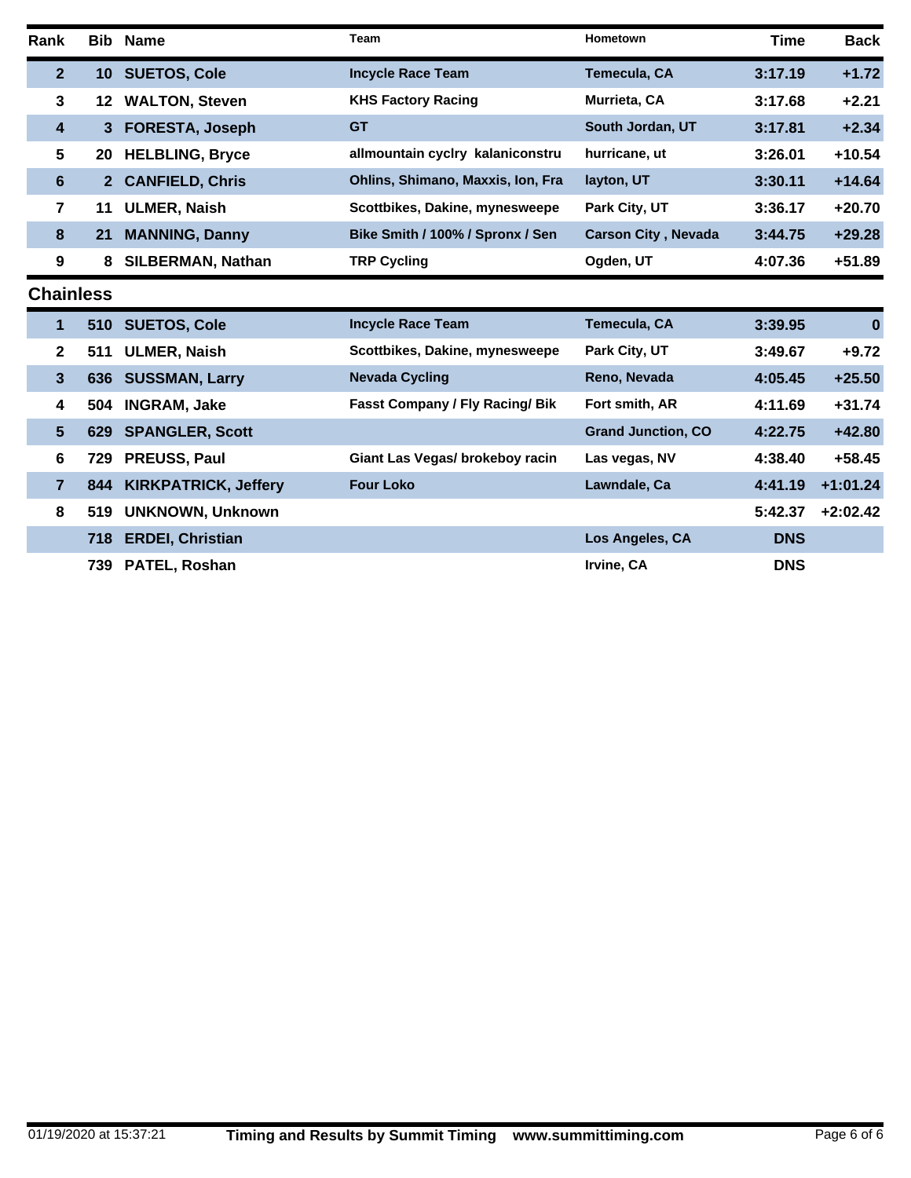| Rank | Bib | Name | Team | Hometown | Time | Back |
|---|---|---|---|---|---|---|
| 2 | 10 | SUETOS, Cole | Incycle Race Team | Temecula, CA | 3:17.19 | +1.72 |
| 3 | 12 | WALTON, Steven | KHS Factory Racing | Murrieta, CA | 3:17.68 | +2.21 |
| 4 | 3 | FORESTA, Joseph | GT | South Jordan, UT | 3:17.81 | +2.34 |
| 5 | 20 | HELBLING, Bryce | allmountain cyclry kalaniconstru | hurricane, ut | 3:26.01 | +10.54 |
| 6 | 2 | CANFIELD, Chris | Ohlins, Shimano, Maxxis, Ion, Fra | layton, UT | 3:30.11 | +14.64 |
| 7 | 11 | ULMER, Naish | Scottbikes, Dakine, mynesweepe | Park City, UT | 3:36.17 | +20.70 |
| 8 | 21 | MANNING, Danny | Bike Smith / 100% / Spronx / Sen | Carson City , Nevada | 3:44.75 | +29.28 |
| 9 | 8 | SILBERMAN, Nathan | TRP Cycling | Ogden, UT | 4:07.36 | +51.89 |

## Chainless

| Rank | Bib | Name | Team | Hometown | Time | Back |
|---|---|---|---|---|---|---|
| 1 | 510 | SUETOS, Cole | Incycle Race Team | Temecula, CA | 3:39.95 | 0 |
| 2 | 511 | ULMER, Naish | Scottbikes, Dakine, mynesweepe | Park City, UT | 3:49.67 | +9.72 |
| 3 | 636 | SUSSMAN, Larry | Nevada Cycling | Reno, Nevada | 4:05.45 | +25.50 |
| 4 | 504 | INGRAM, Jake | Fasst Company / Fly Racing/ Bik | Fort smith, AR | 4:11.69 | +31.74 |
| 5 | 629 | SPANGLER, Scott | | Grand Junction, CO | 4:22.75 | +42.80 |
| 6 | 729 | PREUSS, Paul | Giant Las Vegas/ brokeboy racin | Las vegas, NV | 4:38.40 | +58.45 |
| 7 | 844 | KIRKPATRICK, Jeffery | Four Loko | Lawndale, Ca | 4:41.19 | +1:01.24 |
| 8 | 519 | UNKNOWN, Unknown | | | 5:42.37 | +2:02.42 |
| | 718 | ERDEI, Christian | | Los Angeles, CA | DNS | |
| | 739 | PATEL, Roshan | | Irvine, CA | DNS | |

01/19/2020 at 15:37:21 **Timing and Results by Summit Timing www.summittiming.com**